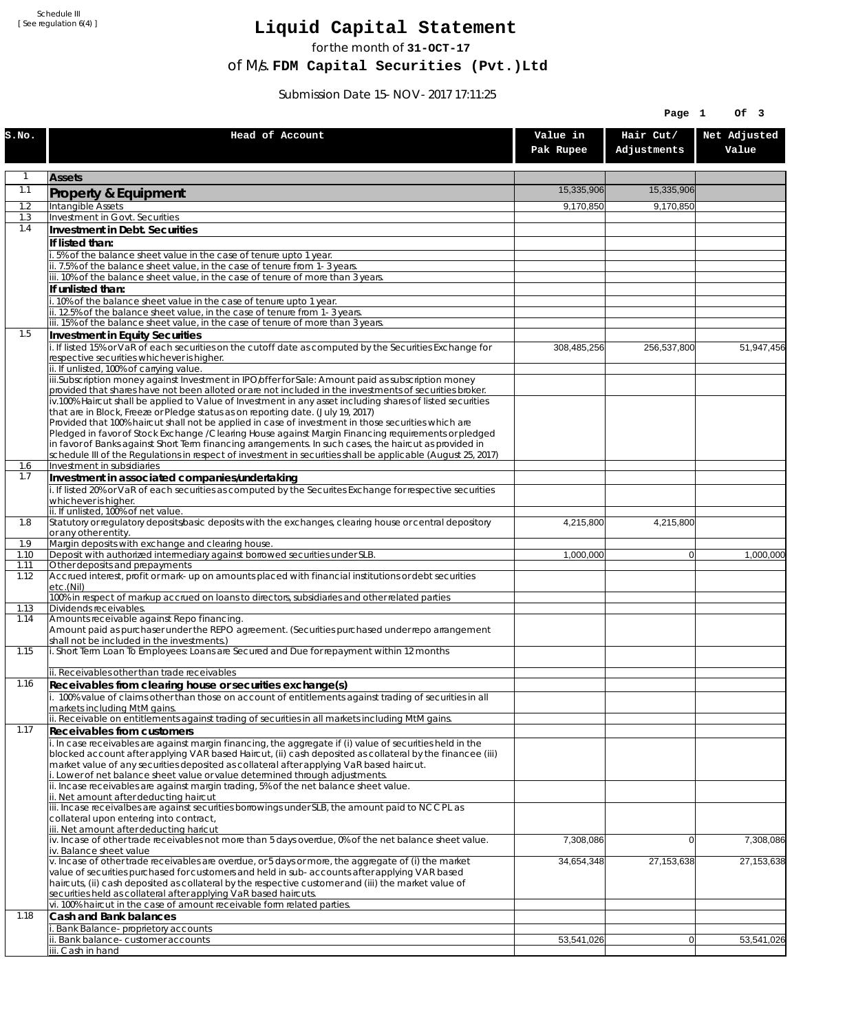Schedule III
[ See regulation 6(4) ]

# Liquid Capital Statement

for the month of **31-OCT-17**

of M/s. **FDM Capital Securities (Pvt.)Ltd**

Submission Date 15-NOV-2017 17:11:25

| S.No. | Head of Account | Value in Pak Rupee | Hair Cut/ Adjustments | Net Adjusted Value |
|---|---|---|---|---|
| 1 | **Assets** | | | |
| 1.1 | **Property & Equipment** | 15,335,906 | 15,335,906 | |
| 1.2 | Intangible Assets | 9,170,850 | 9,170,850 | |
| 1.3 | Investment in Govt. Securities | | | |
| 1.4 | **Investment in Debt. Securities** | | | |
| | **If listed than:** | | | |
| | i. 5% of the balance sheet value in the case of tenure upto 1 year. | | | |
| | ii. 7.5% of the balance sheet value, in the case of tenure from 1-3 years. | | | |
| | iii. 10% of the balance sheet value, in the case of tenure of more than 3 years. | | | |
| | **If unlisted than:** | | | |
| | i. 10% of the balance sheet value in the case of tenure upto 1 year. | | | |
| | ii. 12.5% of the balance sheet value, in the case of tenure from 1-3 years. | | | |
| | iii. 15% of the balance sheet value, in the case of tenure of more than 3 years. | | | |
| 1.5 | **Investment in Equity Securities** | | | |
| | i. If listed 15% or VaR of each securities on the cutoff date as computed by the Securities Exchange for respective securities whichever is higher. | 308,485,256 | 256,537,800 | 51,947,456 |
| | ii. If unlisted, 100% of carrying value. | | | |
| | iii.Subscription money against Investment in IPO/offer for Sale: Amount paid as subscription money provided that shares have not been alloted or are not included in the investments of securities broker. | | | |
| | iv.100% Haircut shall be applied to Value of Investment in any asset including shares of listed securities that are in Block, Freeze or Pledge status as on reporting date. (July 19, 2017)<br>Provided that 100% haircut shall not be applied in case of investment in those securities which are Pledged in favor of Stock Exchange / Clearing House against Margin Financing requirements or pledged in favor of Banks against Short Term financing arrangements. In such cases, the haircut as provided in schedule III of the Regulations in respect of investment in securities shall be applicable (August 25, 2017) | | | |
| 1.6 | Investment in subsidiaries | | | |
| 1.7 | **Investment in associated companies/undertaking** | | | |
| | i. If listed 20% or VaR of each securities as computed by the Securites Exchange for respective securities whichever is higher. | | | |
| | ii. If unlisted, 100% of net value. | | | |
| 1.8 | Statutory or regulatory deposits/basic deposits with the exchanges, clearing house or central depository or any other entity. | 4,215,800 | 4,215,800 | |
| 1.9 | Margin deposits with exchange and clearing house. | | | |
| 1.10 | Deposit with authorized intermediary against borrowed securities under SLB. | 1,000,000 | 0 | 1,000,000 |
| 1.11 | Other deposits and prepayments | | | |
| 1.12 | Accrued interest, profit or mark-up on amounts placed with financial institutions or debt securities etc.(Nil) | | | |
| | 100% in respect of markup accrued on loans to directors, subsidiaries and other related parties | | | |
| 1.13 | Dividends receivables. | | | |
| 1.14 | Amounts receivable against Repo financing.<br>Amount paid as purchaser under the REPO agreement. (Securities purchased under repo arrangement shall not be included in the investments.) | | | |
| 1.15 | i. Short Term Loan To Employees: Loans are Secured and Due for repayment within 12 months | | | |
| | ii. Receivables other than trade receivables | | | |
| 1.16 | **Receivables from clearing house or securities exchange(s)** | | | |
| | i. 100% value of claims other than those on account of entitlements against trading of securities in all markets including MtM gains. | | | |
| | ii. Receivable on entitlements against trading of securities in all markets including MtM gains. | | | |
| 1.17 | **Receivables from customers** | | | |
| | i. In case receivables are against margin financing, the aggregate if (i) value of securities held in the blocked account after applying VAR based Haircut, (ii) cash deposited as collateral by the financee (iii) market value of any securities deposited as collateral after applying VaR based haircut.<br>i. Lower of net balance sheet value or value determined through adjustments. | | | |
| | ii. Incase receivables are against margin trading, 5% of the net balance sheet value.<br>ii. Net amount after deducting haircut | | | |
| | iii. Incase receivalbes are against securities borrowings under SLB, the amount paid to NCCPL as collateral upon entering into contract,<br>iii. Net amount after deducting haricut | | | |
| | iv. Incase of other trade receivables not more than 5 days overdue, 0% of the net balance sheet value.<br>iv. Balance sheet value | 7,308,086 | 0 | 7,308,086 |
| | v. Incase of other trade receivables are overdue, or 5 days or more, the aggregate of (i) the market value of securities purchased for customers and held in sub-accounts after applying VAR based haircuts, (ii) cash deposited as collateral by the respective customer and (iii) the market value of securities held as collateral after applying VaR based haircuts. | 34,654,348 | 27,153,638 | 27,153,638 |
| | vi. 100% haircut in the case of amount receivable form related parties. | | | |
| 1.18 | **Cash and Bank balances** | | | |
| | i. Bank Balance-proprietory accounts | | | |
| | ii. Bank balance-customer accounts | 53,541,026 | 0 | 53,541,026 |
| | iii. Cash in hand | | | |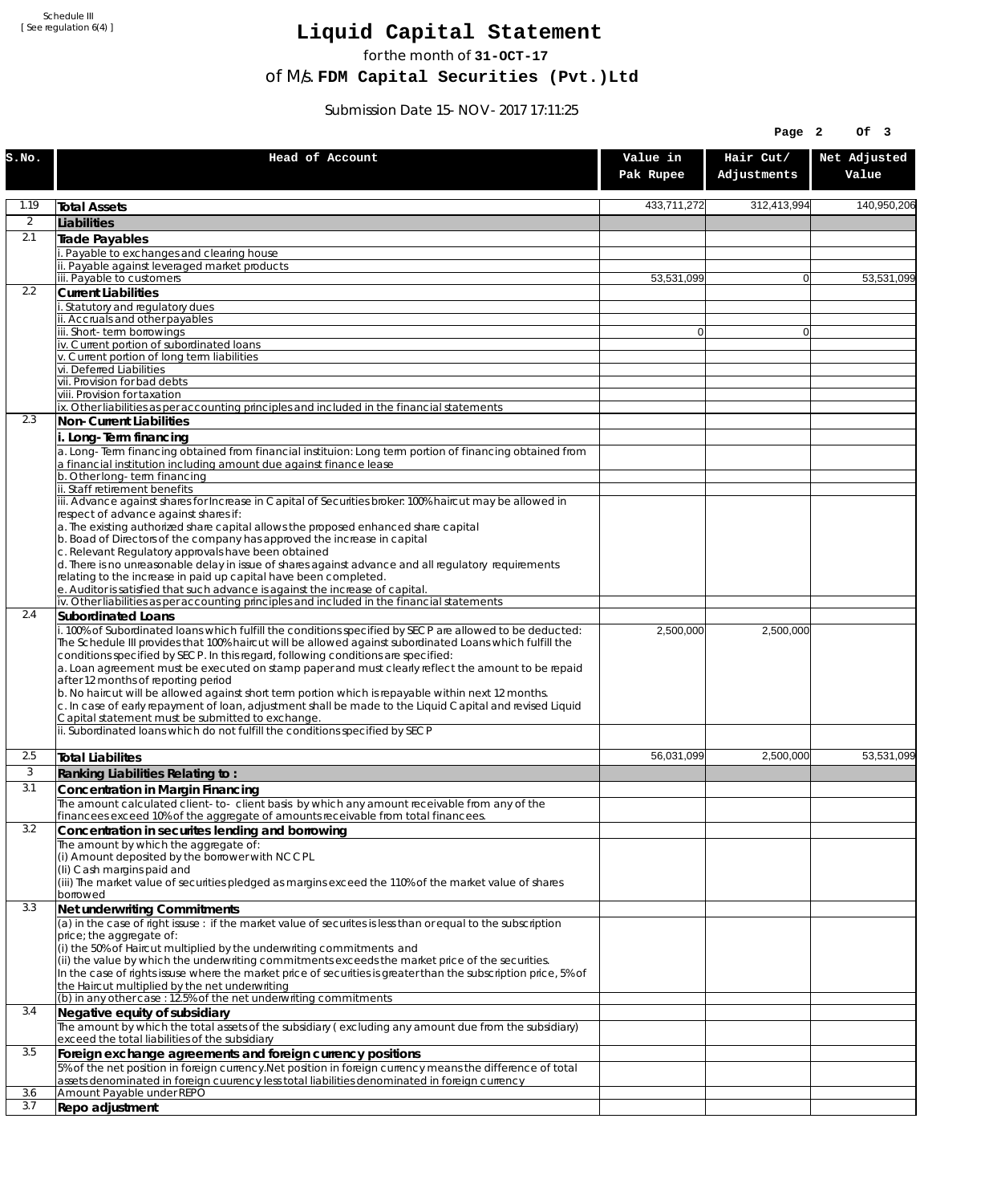Schedule III
[ See regulation 6(4) ]

# Liquid Capital Statement

for the month of **31-OCT-17**

of M/s. **FDM Capital Securities (Pvt.)Ltd**

Submission Date 15-NOV-2017 17:11:25

| S.No. | Head of Account | Value in Pak Rupee | Hair Cut/ Adjustments | Net Adjusted Value |
|---|---|---|---|---|
| 1.19 | **Total Assets** | 433,711,272 | 312,413,994 | 140,950,206 |
| 2 | **Liabilities** | | | |
| 2.1 | **Trade Payables** | | | |
| | i. Payable to exchanges and clearing house | | | |
| | ii. Payable against leveraged market products | | | |
| | iii. Payable to customers | 53,531,099 | 0 | 53,531,099 |
| 2.2 | **Current Liabilities** | | | |
| | i. Statutory and regulatory dues | | | |
| | ii. Accruals and other payables | | | |
| | iii. Short-term borrowings | 0 | 0 | |
| | iv. Current portion of subordinated loans | | | |
| | v. Current portion of long term liabilities | | | |
| | vi. Deferred Liabilities | | | |
| | vii. Provision for bad debts | | | |
| | viii. Provision for taxation | | | |
| | ix. Other liabilities as per accounting principles and included in the financial statements | | | |
| 2.3 | **Non-Current Liabilities** | | | |
| | **i. Long-Term financing** | | | |
| | a. Long-Term financing obtained from financial instituion: Long term portion of financing obtained from a financial institution including amount due against finance lease | | | |
| | b. Other long-term financing | | | |
| | ii. Staff retirement benefits | | | |
| | iii. Advance against shares for Increase in Capital of Securities broker: 100% haircut may be allowed in respect of advance against shares if:<br>a. The existing authorized share capital allows the proposed enhanced share capital<br>b. Boad of Directors of the company has approved the increase in capital<br>c. Relevant Regulatory approvals have been obtained<br>d. There is no unreasonable delay in issue of shares against advance and all regulatory requirements relating to the increase in paid up capital have been completed.<br>e. Auditor is satisfied that such advance is against the increase of capital. | | | |
| | iv. Other liabilities as per accounting principles and included in the financial statements | | | |
| 2.4 | **Subordinated Loans** | | | |
| | i. 100% of Subordinated loans which fulfill the conditions specified by SECP are allowed to be deducted:<br>The Schedule III provides that 100% haircut will be allowed against subordinated Loans which fulfill the conditions specified by SECP. In this regard, following conditions are specified:<br>a. Loan agreement must be executed on stamp paper and must clearly reflect the amount to be repaid after 12 months of reporting period<br>b. No haircut will be allowed against short term portion which is repayable within next 12 months.<br>c. In case of early repayment of loan, adjustment shall be made to the Liquid Capital and revised Liquid Capital statement must be submitted to exchange. | 2,500,000 | 2,500,000 | |
| | ii. Subordinated loans which do not fulfill the conditions specified by SECP | | | |
| 2.5 | **Total Liabilites** | 56,031,099 | 2,500,000 | 53,531,099 |
| 3 | **Ranking Liabilities Relating to :** | | | |
| 3.1 | **Concentration in Margin Financing** | | | |
| | The amount calculated client-to- client basis by which any amount receivable from any of the financees exceed 10% of the aggregate of amounts receivable from total financees. | | | |
| 3.2 | **Concentration in securites lending and borrowing** | | | |
| | The amount by which the aggregate of:<br>(i) Amount deposited by the borrower with NCCPL<br>(Ii) Cash margins paid and<br>(iii) The market value of securities pledged as margins exceed the 110% of the market value of shares borrowed | | | |
| 3.3 | **Net underwriting Commitments** | | | |
| | (a) in the case of right issuse : if the market value of securites is less than or equal to the subscription price; the aggregate of:<br>(i) the 50% of Haircut multiplied by the underwriting commitments and<br>(ii) the value by which the underwriting commitments exceeds the market price of the securities.<br>In the case of rights issuse where the market price of securities is greater than the subscription price, 5% of the Haircut multiplied by the net underwriting | | | |
| | (b) in any other case : 12.5% of the net underwriting commitments | | | |
| 3.4 | **Negative equity of subsidiary** | | | |
| | The amount by which the total assets of the subsidiary ( excluding any amount due from the subsidiary) exceed the total liabilities of the subsidiary | | | |
| 3.5 | **Foreign exchange agreements and foreign currency positions** | | | |
| | 5% of the net position in foreign currency.Net position in foreign currency means the difference of total assets denominated in foreign cuurency less total liabilities denominated in foreign currency | | | |
| 3.6 | Amount Payable under REPO | | | |
| 3.7 | **Repo adjustment** | | | |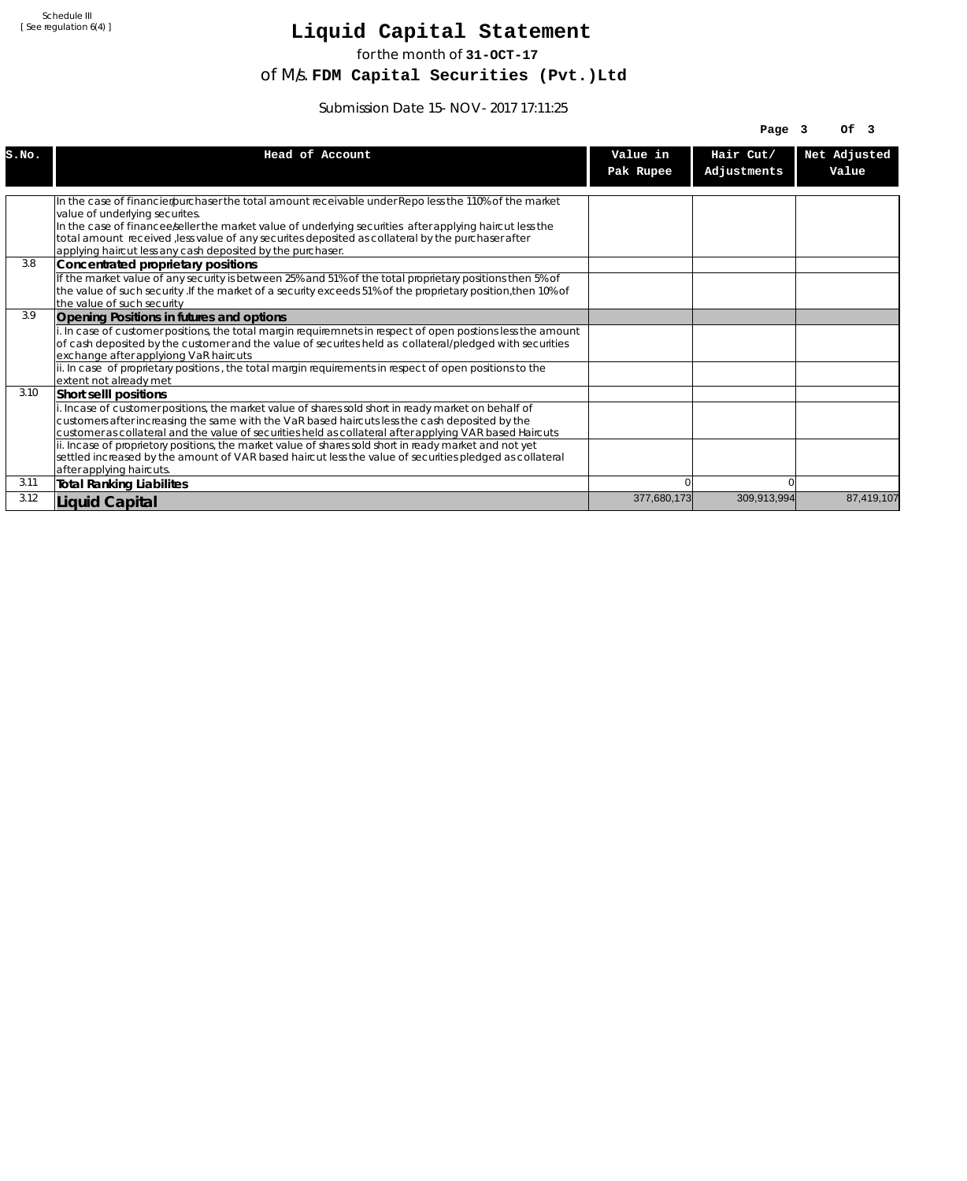Schedule III
[ See regulation 6(4) ]

# Liquid Capital Statement

for the month of **31-OCT-17**

of M/s. **FDM Capital Securities (Pvt.)Ltd**

Submission Date 15-NOV-2017 17:11:25

| S.No. | Head of Account | Value in Pak Rupee | Hair Cut/ Adjustments | Net Adjusted Value |
|---|---|---|---|---|
| | In the case of financier/purchaser the total amount receivable under Repo less the 110% of the market value of underlying securites.<br>In the case of financee/seller the market value of underlying securities after applying haircut less the total amount received ,less value of any securites deposited as collateral by the purchaser after applying haircut less any cash deposited by the purchaser. | | | |
| 3.8 | **Concentrated proprietary positions** | | | |
| | If the market value of any security is between 25% and 51% of the total proprietary positions then 5% of the value of such security .If the market of a security exceeds 51% of the proprietary position,then 10% of the value of such security | | | |
| 3.9 | **Opening Positions in futures and options** | | | |
| | i. In case of customer positions, the total margin requiremnets in respect of open postions less the amount of cash deposited by the customer and the value of securites held as collateral/pledged with securities exchange after applyiong VaR haircuts | | | |
| | ii. In case of proprietary positions , the total margin requirements in respect of open positions to the extent not already met | | | |
| 3.10 | **Short selll positions** | | | |
| | i. Incase of customer positions, the market value of shares sold short in ready market on behalf of customers after increasing the same with the VaR based haircuts less the cash deposited by the customer as collateral and the value of securities held as collateral after applying VAR based Haircuts | | | |
| | ii. Incase of proprietory positions, the market value of shares sold short in ready market and not yet settled increased by the amount of VAR based haircut less the value of securities pledged as collateral after applying haircuts. | | | |
| 3.11 | **Total Ranking Liabilites** | 0 | 0 | |
| 3.12 | **Liquid Capital** | 377,680,173 | 309,913,994 | 87,419,107 |